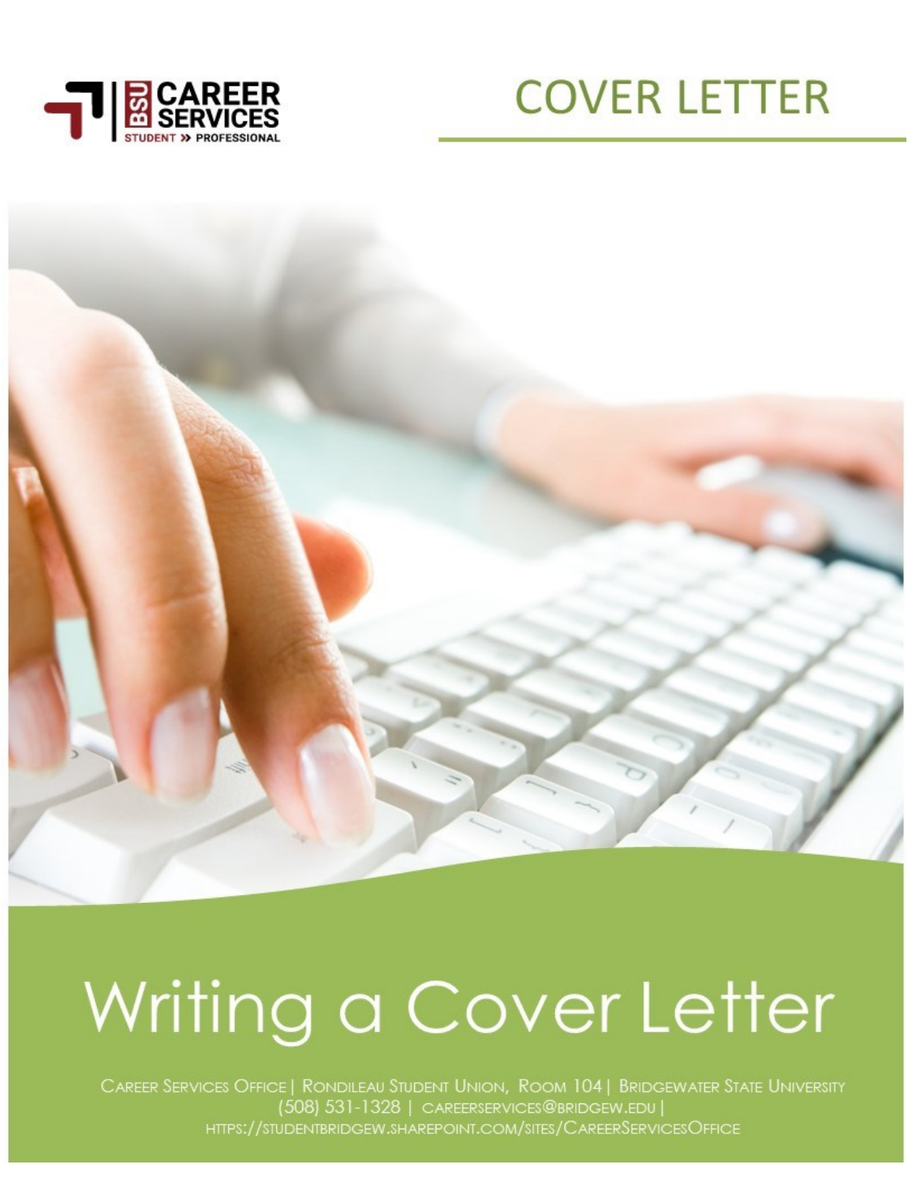BSU CAREER SERVICES
STUDENT » PROFESSIONAL

# COVER LETTER

# Writing a Cover Letter

Career Services Office | Rondileau Student Union, Room 104 | Bridgewater State University
(508) 531-1328 | careerservices@bridgew.edu |
https://studentbridgew.sharepoint.com/sites/CareerServicesOffice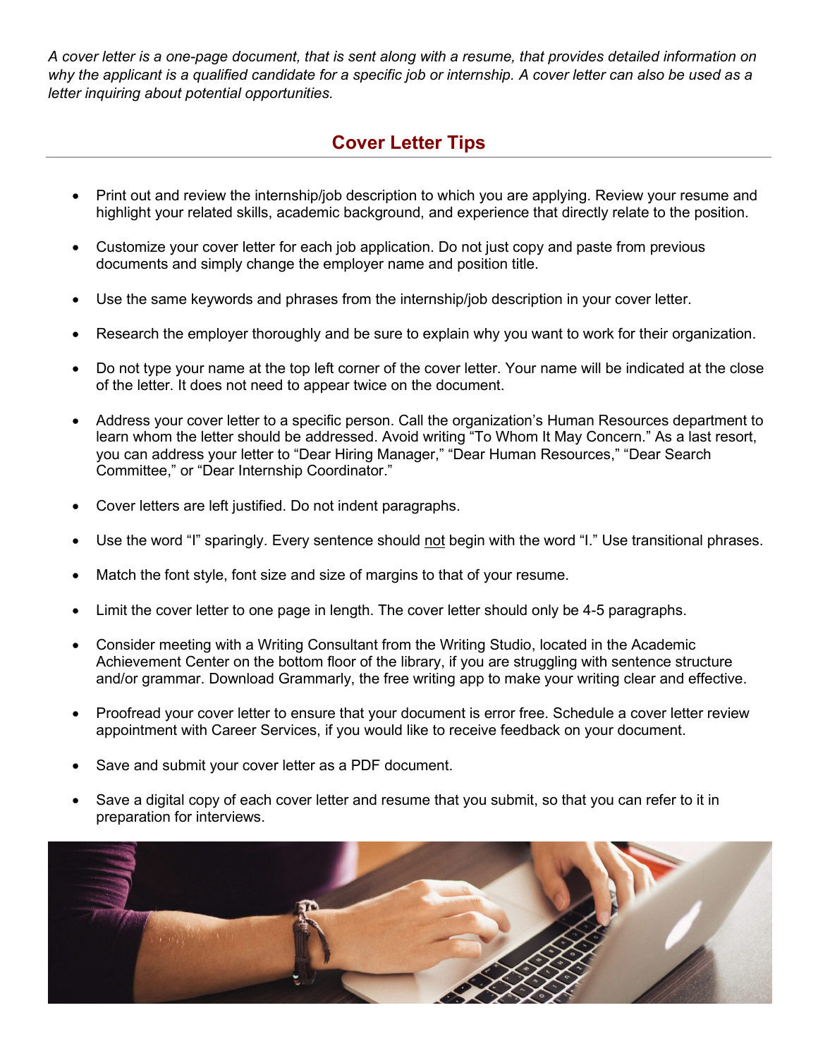*A cover letter is a one-page document, that is sent along with a resume, that provides detailed information on why the applicant is a qualified candidate for a specific job or internship. A cover letter can also be used as a letter inquiring about potential opportunities.*

## Cover Letter Tips

- Print out and review the internship/job description to which you are applying. Review your resume and highlight your related skills, academic background, and experience that directly relate to the position.

- Customize your cover letter for each job application. Do not just copy and paste from previous documents and simply change the employer name and position title.

- Use the same keywords and phrases from the internship/job description in your cover letter.

- Research the employer thoroughly and be sure to explain why you want to work for their organization.

- Do not type your name at the top left corner of the cover letter. Your name will be indicated at the close of the letter. It does not need to appear twice on the document.

- Address your cover letter to a specific person. Call the organization's Human Resources department to learn whom the letter should be addressed. Avoid writing "To Whom It May Concern." As a last resort, you can address your letter to "Dear Hiring Manager," "Dear Human Resources," "Dear Search Committee," or "Dear Internship Coordinator."

- Cover letters are left justified. Do not indent paragraphs.

- Use the word "I" sparingly. Every sentence should <u>not</u> begin with the word "I." Use transitional phrases.

- Match the font style, font size and size of margins to that of your resume.

- Limit the cover letter to one page in length. The cover letter should only be 4-5 paragraphs.

- Consider meeting with a Writing Consultant from the Writing Studio, located in the Academic Achievement Center on the bottom floor of the library, if you are struggling with sentence structure and/or grammar. Download Grammarly, the free writing app to make your writing clear and effective.

- Proofread your cover letter to ensure that your document is error free. Schedule a cover letter review appointment with Career Services, if you would like to receive feedback on your document.

- Save and submit your cover letter as a PDF document.

- Save a digital copy of each cover letter and resume that you submit, so that you can refer to it in preparation for interviews.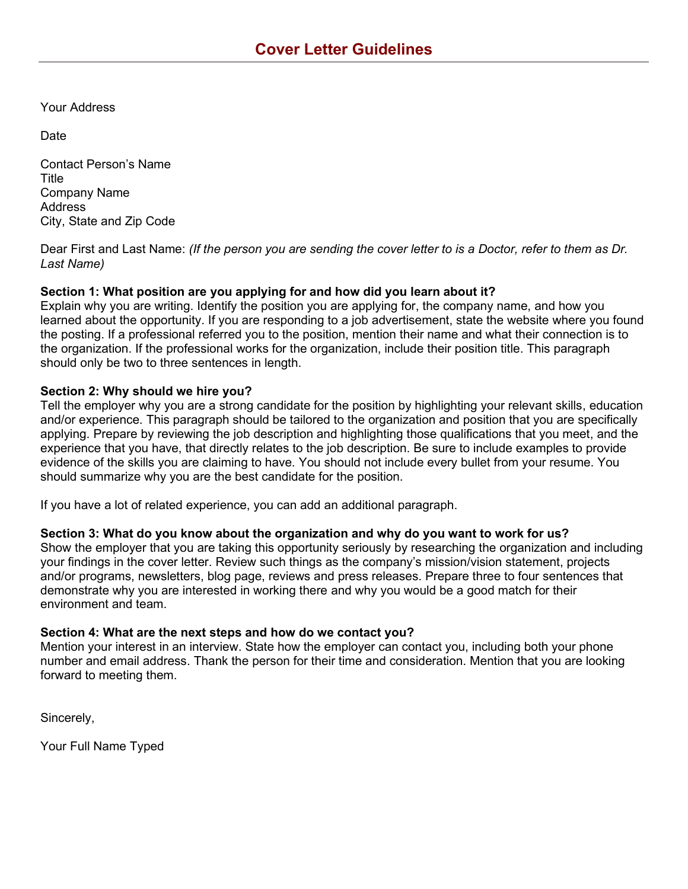# Cover Letter Guidelines

Your Address

Date

Contact Person's Name
Title
Company Name
Address
City, State and Zip Code

Dear First and Last Name: *(If the person you are sending the cover letter to is a Doctor, refer to them as Dr. Last Name)*

**Section 1: What position are you applying for and how did you learn about it?**
Explain why you are writing. Identify the position you are applying for, the company name, and how you learned about the opportunity. If you are responding to a job advertisement, state the website where you found the posting. If a professional referred you to the position, mention their name and what their connection is to the organization. If the professional works for the organization, include their position title. This paragraph should only be two to three sentences in length.

**Section 2: Why should we hire you?**
Tell the employer why you are a strong candidate for the position by highlighting your relevant skills, education and/or experience. This paragraph should be tailored to the organization and position that you are specifically applying. Prepare by reviewing the job description and highlighting those qualifications that you meet, and the experience that you have, that directly relates to the job description. Be sure to include examples to provide evidence of the skills you are claiming to have. You should not include every bullet from your resume. You should summarize why you are the best candidate for the position.

If you have a lot of related experience, you can add an additional paragraph.

**Section 3: What do you know about the organization and why do you want to work for us?**
Show the employer that you are taking this opportunity seriously by researching the organization and including your findings in the cover letter. Review such things as the company's mission/vision statement, projects and/or programs, newsletters, blog page, reviews and press releases. Prepare three to four sentences that demonstrate why you are interested in working there and why you would be a good match for their environment and team.

**Section 4: What are the next steps and how do we contact you?**
Mention your interest in an interview. State how the employer can contact you, including both your phone number and email address. Thank the person for their time and consideration. Mention that you are looking forward to meeting them.

Sincerely,

Your Full Name Typed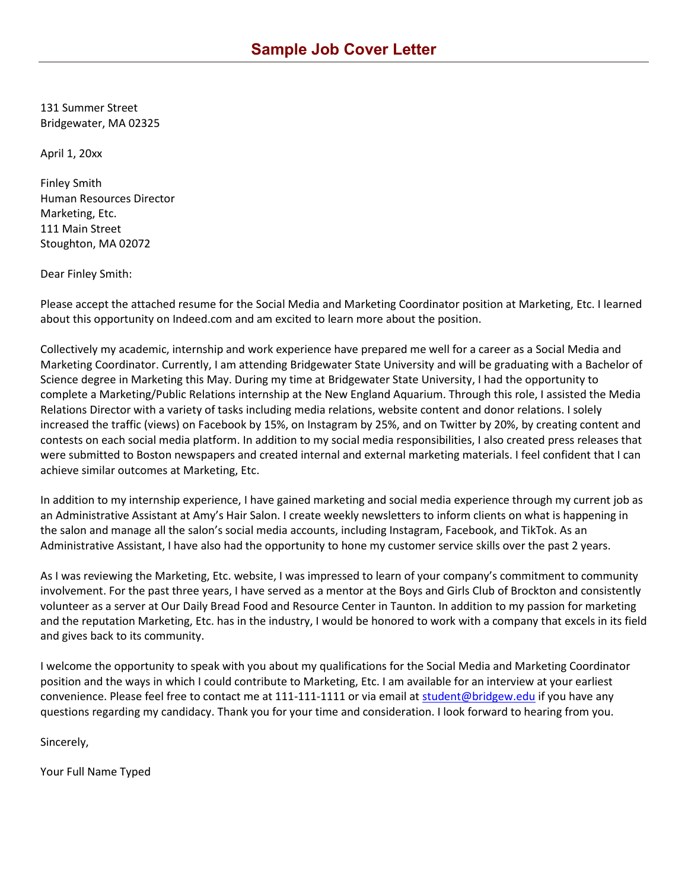# Sample Job Cover Letter

131 Summer Street
Bridgewater, MA 02325

April 1, 20xx

Finley Smith
Human Resources Director
Marketing, Etc.
111 Main Street
Stoughton, MA 02072

Dear Finley Smith:

Please accept the attached resume for the Social Media and Marketing Coordinator position at Marketing, Etc. I learned about this opportunity on Indeed.com and am excited to learn more about the position.

Collectively my academic, internship and work experience have prepared me well for a career as a Social Media and Marketing Coordinator. Currently, I am attending Bridgewater State University and will be graduating with a Bachelor of Science degree in Marketing this May. During my time at Bridgewater State University, I had the opportunity to complete a Marketing/Public Relations internship at the New England Aquarium. Through this role, I assisted the Media Relations Director with a variety of tasks including media relations, website content and donor relations. I solely increased the traffic (views) on Facebook by 15%, on Instagram by 25%, and on Twitter by 20%, by creating content and contests on each social media platform. In addition to my social media responsibilities, I also created press releases that were submitted to Boston newspapers and created internal and external marketing materials. I feel confident that I can achieve similar outcomes at Marketing, Etc.

In addition to my internship experience, I have gained marketing and social media experience through my current job as an Administrative Assistant at Amy's Hair Salon. I create weekly newsletters to inform clients on what is happening in the salon and manage all the salon's social media accounts, including Instagram, Facebook, and TikTok. As an Administrative Assistant, I have also had the opportunity to hone my customer service skills over the past 2 years.

As I was reviewing the Marketing, Etc. website, I was impressed to learn of your company's commitment to community involvement. For the past three years, I have served as a mentor at the Boys and Girls Club of Brockton and consistently volunteer as a server at Our Daily Bread Food and Resource Center in Taunton. In addition to my passion for marketing and the reputation Marketing, Etc. has in the industry, I would be honored to work with a company that excels in its field and gives back to its community.

I welcome the opportunity to speak with you about my qualifications for the Social Media and Marketing Coordinator position and the ways in which I could contribute to Marketing, Etc. I am available for an interview at your earliest convenience. Please feel free to contact me at 111-111-1111 or via email at student@bridgew.edu if you have any questions regarding my candidacy. Thank you for your time and consideration. I look forward to hearing from you.

Sincerely,

Your Full Name Typed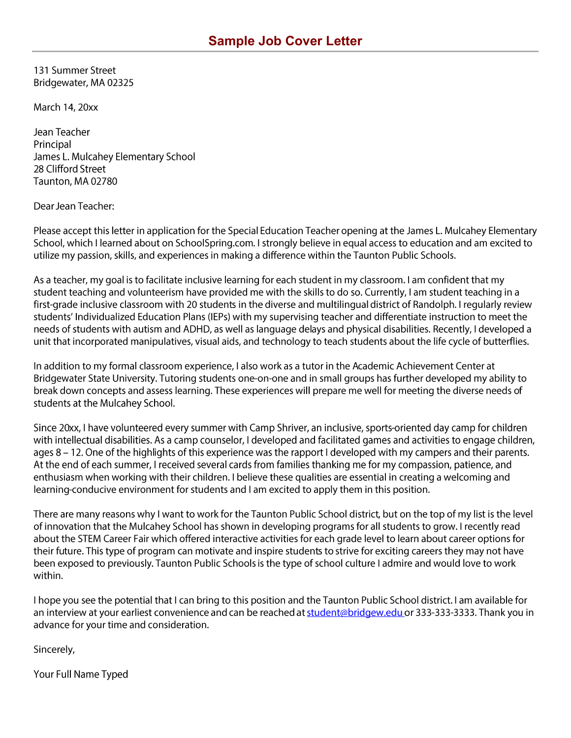# Sample Job Cover Letter

131 Summer Street
Bridgewater, MA 02325

March 14, 20xx

Jean Teacher
Principal
James L. Mulcahey Elementary School
28 Clifford Street
Taunton, MA 02780

Dear Jean Teacher:

Please accept this letter in application for the Special Education Teacher opening at the James L. Mulcahey Elementary School, which I learned about on SchoolSpring.com. I strongly believe in equal access to education and am excited to utilize my passion, skills, and experiences in making a difference within the Taunton Public Schools.

As a teacher, my goal is to facilitate inclusive learning for each student in my classroom. I am confident that my student teaching and volunteerism have provided me with the skills to do so. Currently, I am student teaching in a first-grade inclusive classroom with 20 students in the diverse and multilingual district of Randolph. I regularly review students' Individualized Education Plans (IEPs) with my supervising teacher and differentiate instruction to meet the needs of students with autism and ADHD, as well as language delays and physical disabilities. Recently, I developed a unit that incorporated manipulatives, visual aids, and technology to teach students about the life cycle of butterflies.

In addition to my formal classroom experience, I also work as a tutor in the Academic Achievement Center at Bridgewater State University. Tutoring students one-on-one and in small groups has further developed my ability to break down concepts and assess learning. These experiences will prepare me well for meeting the diverse needs of students at the Mulcahey School.

Since 20xx, I have volunteered every summer with Camp Shriver, an inclusive, sports-oriented day camp for children with intellectual disabilities. As a camp counselor, I developed and facilitated games and activities to engage children, ages 8 – 12. One of the highlights of this experience was the rapport I developed with my campers and their parents. At the end of each summer, I received several cards from families thanking me for my compassion, patience, and enthusiasm when working with their children. I believe these qualities are essential in creating a welcoming and learning-conducive environment for students and I am excited to apply them in this position.

There are many reasons why I want to work for the Taunton Public School district, but on the top of my list is the level of innovation that the Mulcahey School has shown in developing programs for all students to grow. I recently read about the STEM Career Fair which offered interactive activities for each grade level to learn about career options for their future. This type of program can motivate and inspire students to strive for exciting careers they may not have been exposed to previously. Taunton Public Schools is the type of school culture I admire and would love to work within.

I hope you see the potential that I can bring to this position and the Taunton Public School district. I am available for an interview at your earliest convenience and can be reached at student@bridgew.edu or 333-333-3333. Thank you in advance for your time and consideration.

Sincerely,

Your Full Name Typed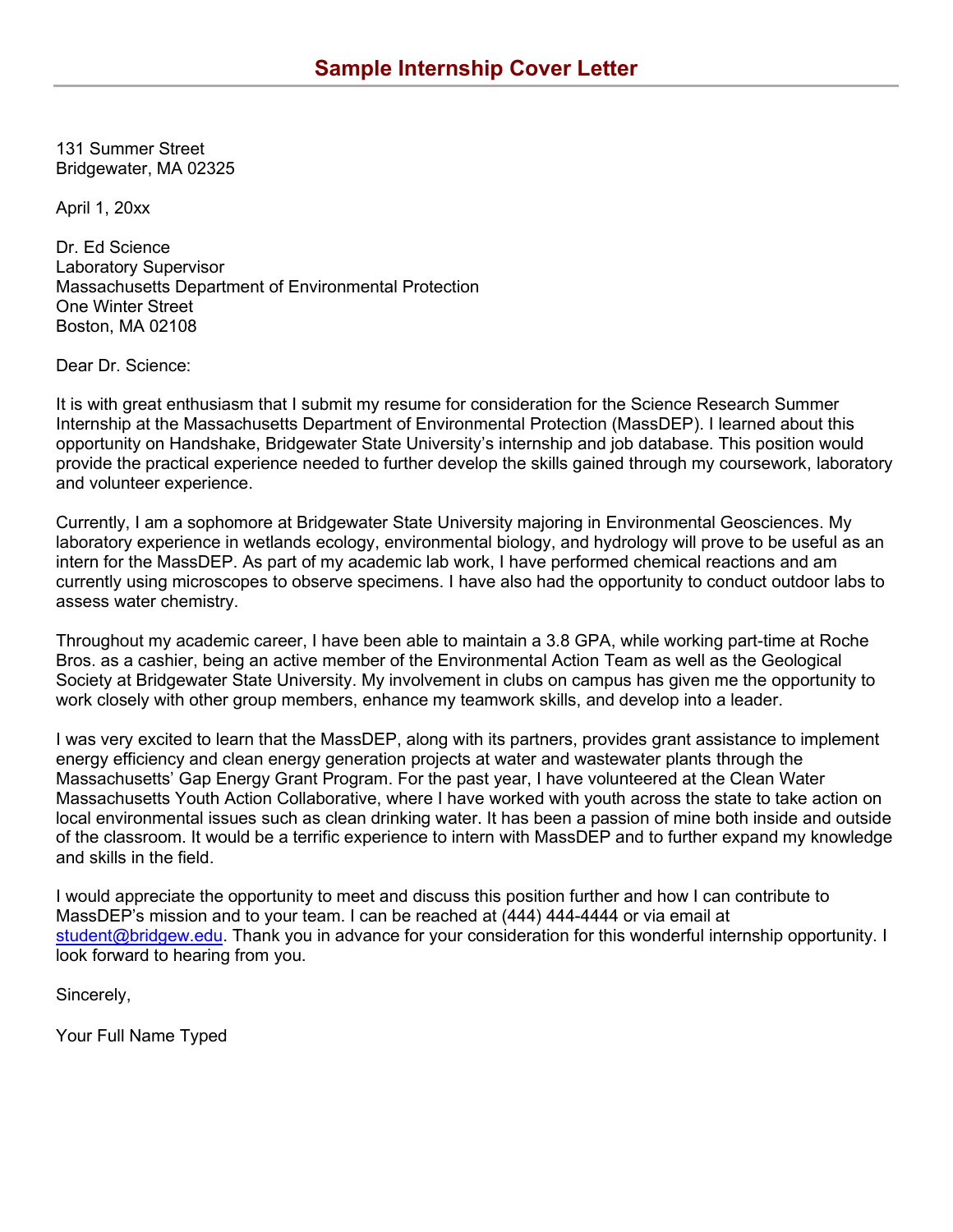# Sample Internship Cover Letter

131 Summer Street
Bridgewater, MA 02325

April 1, 20xx

Dr. Ed Science
Laboratory Supervisor
Massachusetts Department of Environmental Protection
One Winter Street
Boston, MA 02108

Dear Dr. Science:

It is with great enthusiasm that I submit my resume for consideration for the Science Research Summer Internship at the Massachusetts Department of Environmental Protection (MassDEP). I learned about this opportunity on Handshake, Bridgewater State University's internship and job database. This position would provide the practical experience needed to further develop the skills gained through my coursework, laboratory and volunteer experience.

Currently, I am a sophomore at Bridgewater State University majoring in Environmental Geosciences. My laboratory experience in wetlands ecology, environmental biology, and hydrology will prove to be useful as an intern for the MassDEP. As part of my academic lab work, I have performed chemical reactions and am currently using microscopes to observe specimens. I have also had the opportunity to conduct outdoor labs to assess water chemistry.

Throughout my academic career, I have been able to maintain a 3.8 GPA, while working part-time at Roche Bros. as a cashier, being an active member of the Environmental Action Team as well as the Geological Society at Bridgewater State University. My involvement in clubs on campus has given me the opportunity to work closely with other group members, enhance my teamwork skills, and develop into a leader.

I was very excited to learn that the MassDEP, along with its partners, provides grant assistance to implement energy efficiency and clean energy generation projects at water and wastewater plants through the Massachusetts' Gap Energy Grant Program. For the past year, I have volunteered at the Clean Water Massachusetts Youth Action Collaborative, where I have worked with youth across the state to take action on local environmental issues such as clean drinking water. It has been a passion of mine both inside and outside of the classroom. It would be a terrific experience to intern with MassDEP and to further expand my knowledge and skills in the field.

I would appreciate the opportunity to meet and discuss this position further and how I can contribute to MassDEP's mission and to your team. I can be reached at (444) 444-4444 or via email at student@bridgew.edu. Thank you in advance for your consideration for this wonderful internship opportunity. I look forward to hearing from you.

Sincerely,

Your Full Name Typed